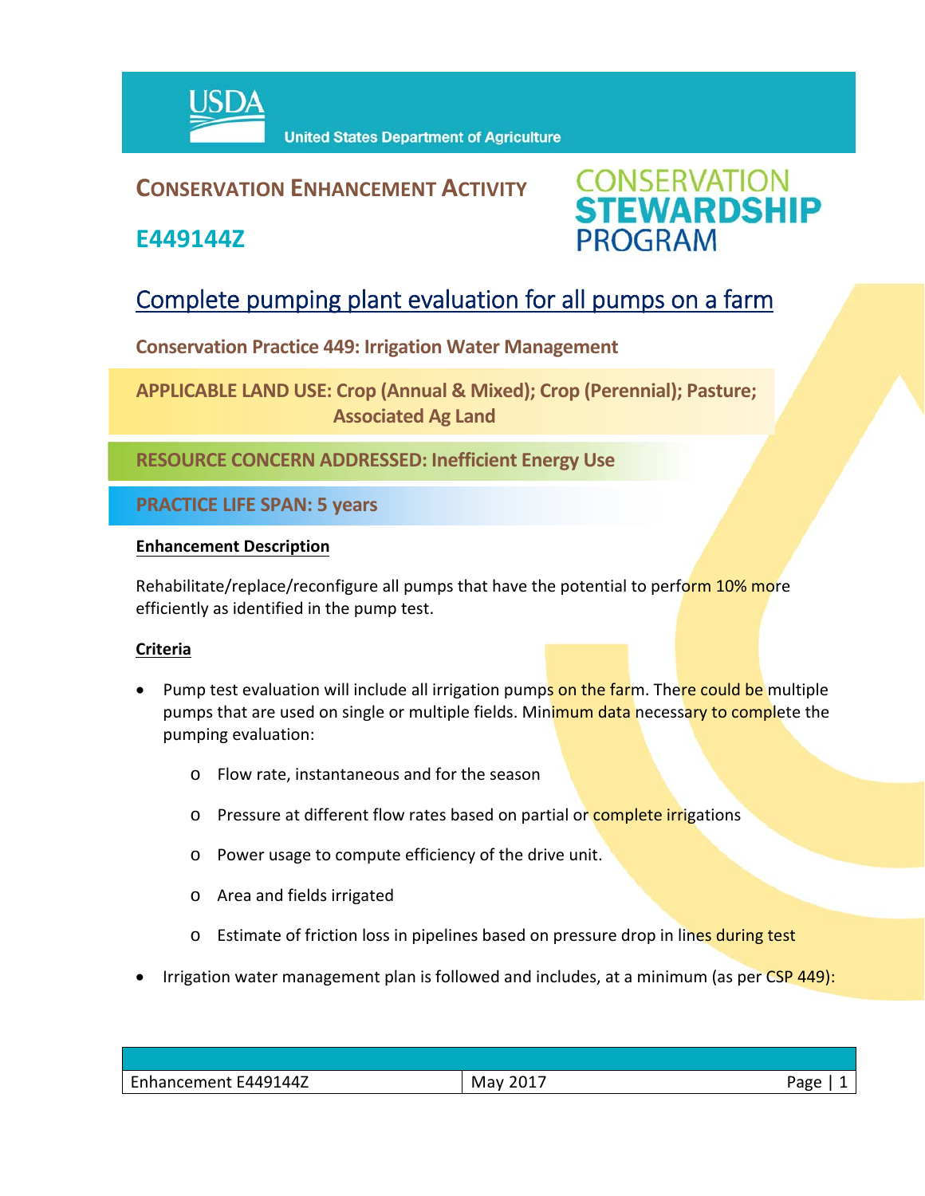**CONSERVATION ENHANCEMENT ACTIVITY**

## E449144Z

# Complete pumping plant evaluation for all pumps on a farm

**Conservation Practice 449: Irrigation Water Management**

**APPLICABLE LAND USE: Crop (Annual & Mixed); Crop (Perennial); Pasture; Associated Ag Land**

**RESOURCE CONCERN ADDRESSED: Inefficient Energy Use**

**PRACTICE LIFE SPAN: 5 years**

### Enhancement Description

Rehabilitate/replace/reconfigure all pumps that have the potential to perform 10% more efficiently as identified in the pump test.

### Criteria

- Pump test evaluation will include all irrigation pumps on the farm. There could be multiple pumps that are used on single or multiple fields. Minimum data necessary to complete the pumping evaluation:
  - Flow rate, instantaneous and for the season
  - Pressure at different flow rates based on partial or complete irrigations
  - Power usage to compute efficiency of the drive unit.
  - Area and fields irrigated
  - Estimate of friction loss in pipelines based on pressure drop in lines during test
- Irrigation water management plan is followed and includes, at a minimum (as per CSP 449):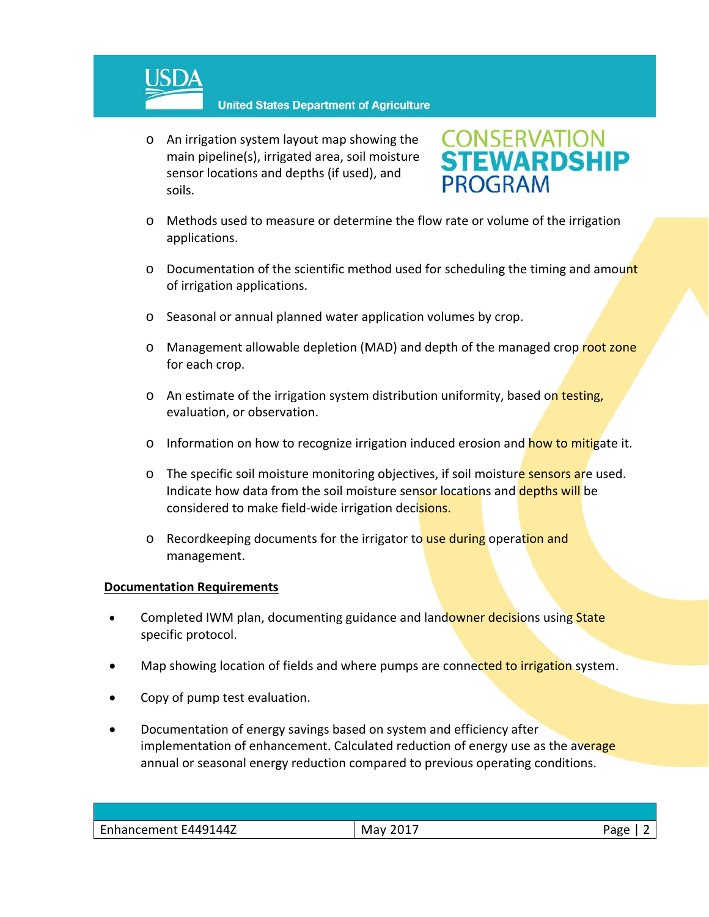- An irrigation system layout map showing the main pipeline(s), irrigated area, soil moisture sensor locations and depths (if used), and soils.
- Methods used to measure or determine the flow rate or volume of the irrigation applications.
- Documentation of the scientific method used for scheduling the timing and amount of irrigation applications.
- Seasonal or annual planned water application volumes by crop.
- Management allowable depletion (MAD) and depth of the managed crop root zone for each crop.
- An estimate of the irrigation system distribution uniformity, based on testing, evaluation, or observation.
- Information on how to recognize irrigation induced erosion and how to mitigate it.
- The specific soil moisture monitoring objectives, if soil moisture sensors are used. Indicate how data from the soil moisture sensor locations and depths will be considered to make field-wide irrigation decisions.
- Recordkeeping documents for the irrigator to use during operation and management.

**Documentation Requirements**

- Completed IWM plan, documenting guidance and landowner decisions using State specific protocol.
- Map showing location of fields and where pumps are connected to irrigation system.
- Copy of pump test evaluation.
- Documentation of energy savings based on system and efficiency after implementation of enhancement. Calculated reduction of energy use as the average annual or seasonal energy reduction compared to previous operating conditions.